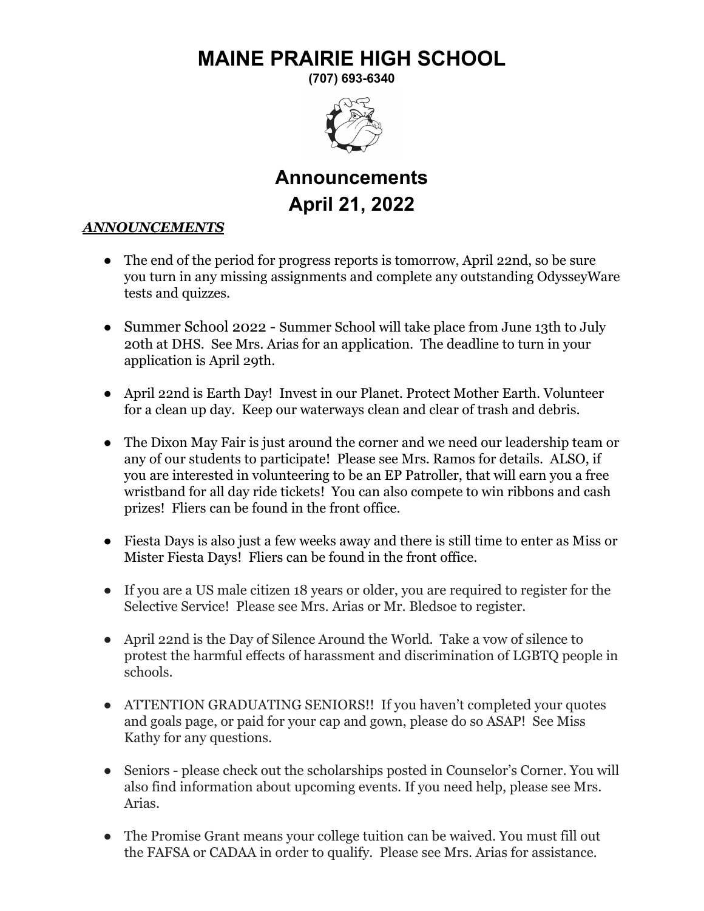# MAINE PRAIRIE HIGH SCHOOL

**(707) 693-6340**

## Announcements
## April 21, 2022

***ANNOUNCEMENTS***

- The end of the period for progress reports is tomorrow, April 22nd, so be sure you turn in any missing assignments and complete any outstanding OdysseyWare tests and quizzes.

- Summer School 2022 - Summer School will take place from June 13th to July 20th at DHS. See Mrs. Arias for an application. The deadline to turn in your application is April 29th.

- April 22nd is Earth Day! Invest in our Planet. Protect Mother Earth. Volunteer for a clean up day. Keep our waterways clean and clear of trash and debris.

- The Dixon May Fair is just around the corner and we need our leadership team or any of our students to participate! Please see Mrs. Ramos for details. ALSO, if you are interested in volunteering to be an EP Patroller, that will earn you a free wristband for all day ride tickets! You can also compete to win ribbons and cash prizes! Fliers can be found in the front office.

- Fiesta Days is also just a few weeks away and there is still time to enter as Miss or Mister Fiesta Days! Fliers can be found in the front office.

- If you are a US male citizen 18 years or older, you are required to register for the Selective Service! Please see Mrs. Arias or Mr. Bledsoe to register.

- April 22nd is the Day of Silence Around the World. Take a vow of silence to protest the harmful effects of harassment and discrimination of LGBTQ people in schools.

- ATTENTION GRADUATING SENIORS!! If you haven't completed your quotes and goals page, or paid for your cap and gown, please do so ASAP! See Miss Kathy for any questions.

- Seniors - please check out the scholarships posted in Counselor's Corner. You will also find information about upcoming events. If you need help, please see Mrs. Arias.

- The Promise Grant means your college tuition can be waived. You must fill out the FAFSA or CADAA in order to qualify. Please see Mrs. Arias for assistance.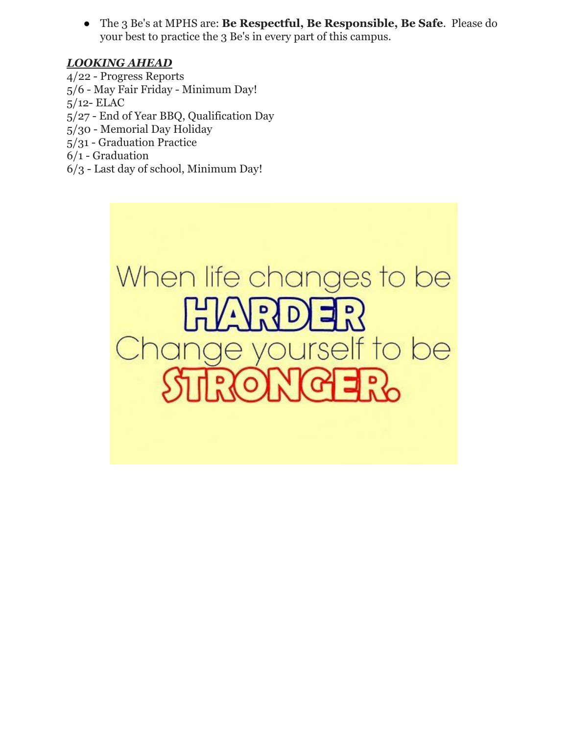- The 3 Be's at MPHS are: **Be Respectful, Be Responsible, Be Safe**. Please do your best to practice the 3 Be's in every part of this campus.

***LOOKING AHEAD***

4/22 - Progress Reports
5/6 - May Fair Friday - Minimum Day!
5/12- ELAC
5/27 - End of Year BBQ, Qualification Day
5/30 - Memorial Day Holiday
5/31 - Graduation Practice
6/1 - Graduation
6/3 - Last day of school, Minimum Day!

When life changes to be
HARDER
Change yourself to be
STRONGER.